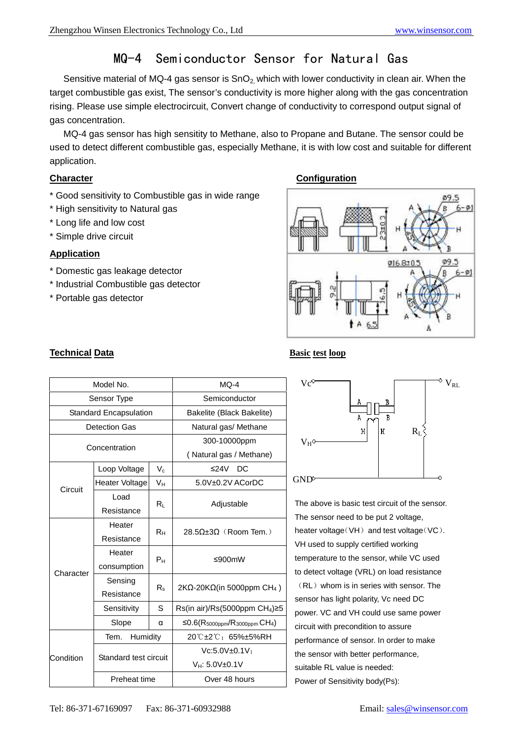// The transcription is given in English (the page's language); headers/footers are omitted; no images were detected, so the diagrams are not transcribed.

# MQ-4 Semiconductor Sensor for Natural Gas

Sensitive material of MQ-4 gas sensor is $SnO_2$, which with lower conductivity in clean air. When the target combustible gas exist, The sensor's conductivity is more higher along with the gas concentration rising. Please use simple electrocircuit, Convert change of conductivity to correspond output signal of gas concentration.

MQ-4 gas sensor has high sensitity to Methane, also to Propane and Butane. The sensor could be used to detect different combustible gas, especially Methane, it is with low cost and suitable for different application.

## Character

* Good sensitivity to Combustible gas in wide range
* High sensitivity to Natural gas
* Long life and low cost
* Simple drive circuit

## Application

* Domestic gas leakage detector
* Industrial Combustible gas detector
* Portable gas detector

## Configuration

## Technical Data

| Model No. | | | MQ-4 |
|---|---|---|---|
| Sensor Type | | | Semiconductor |
| Standard Encapsulation | | | Bakelite (Black Bakelite) |
| Detection Gas | | | Natural gas/ Methane |
| Concentration | | | 300-10000ppm ( Natural gas / Methane) |
| Circuit | Loop Voltage | $V_c$ | ≤24V DC |
| | Heater Voltage | $V_H$ | 5.0V±0.2V ACorDC |
| | Load Resistance | $R_L$ | Adjustable |
| Character | Heater Resistance | $R_H$ | 28.5Ω±3Ω（Room Tem.） |
| | Heater consumption | $P_H$ | ≤900mW |
| | Sensing Resistance | $R_s$ | 2KΩ-20KΩ(in 5000ppm $CH_4$ ) |
| | Sensitivity | S | Rs(in air)/Rs(5000ppm $CH_4$)≥5 |
| | Slope | α | ≤0.6($R_{5000ppm}/R_{3000ppm}$ $CH_4$) |
| Condition | Tem. Humidity | | 20℃±2℃；65%±5%RH |
| | Standard test circuit | | Vc:5.0V±0.1V； $V_H$: 5.0V±0.1V |
| | Preheat time | | Over 48 hours |

## Basic test loop

The above is basic test circuit of the sensor. The sensor need to be put 2 voltage, heater voltage（VH） and test voltage（VC）. VH used to supply certified working temperature to the sensor, while VC used to detect voltage (VRL) on load resistance （RL） whom is in series with sensor. The sensor has light polarity, Vc need DC power. VC and VH could use same power circuit with precondition to assure performance of sensor. In order to make the sensor with better performance, suitable RL value is needed:

Power of Sensitivity body(Ps):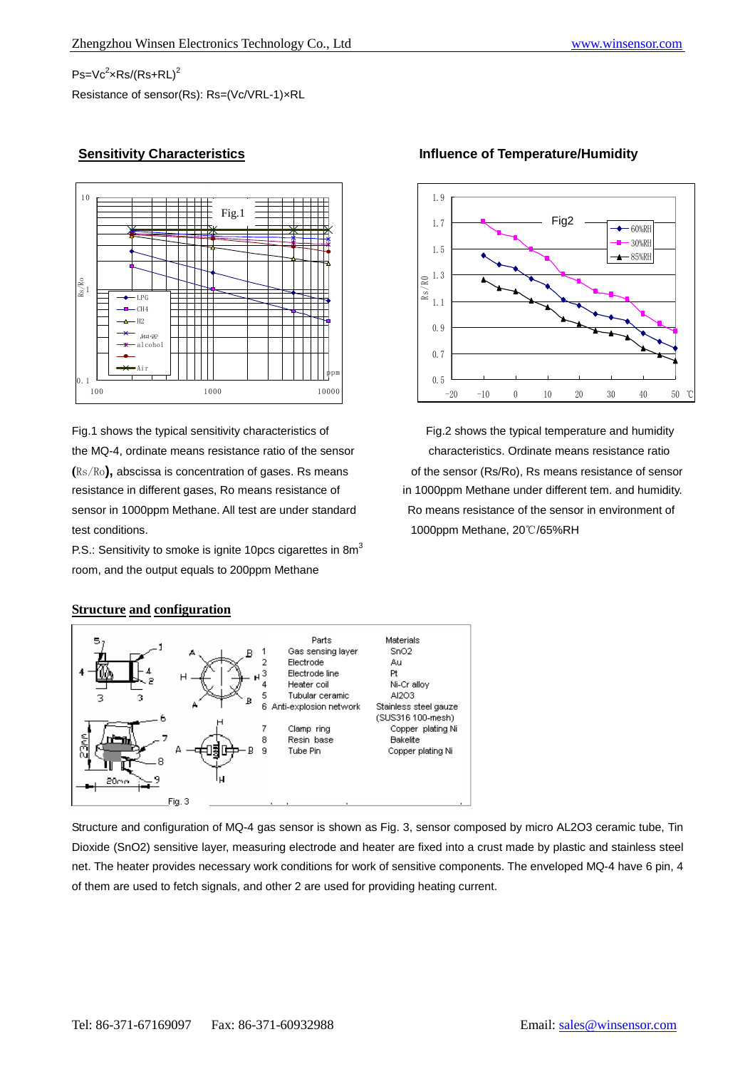$Ps = Vc^2 \times Rs/(Rs+RL)^2$

Resistance of sensor(Rs): $Rs = (Vc/VRL - 1) \times RL$

## Sensitivity Characteristics

Fig.1 shows the typical sensitivity characteristics of the MQ-4, ordinate means resistance ratio of the sensor (Rs/Ro), abscissa is concentration of gases. Rs means resistance in different gases, Ro means resistance of sensor in 1000ppm Methane. All test are under standard test conditions.

P.S.: Sensitivity to smoke is ignite 10pcs cigarettes in $8m^3$ room, and the output equals to 200ppm Methane

## Influence of Temperature/Humidity

Fig.2 shows the typical temperature and humidity characteristics. Ordinate means resistance ratio of the sensor (Rs/Ro), Rs means resistance of sensor in 1000ppm Methane under different tem. and humidity. Ro means resistance of the sensor in environment of 1000ppm Methane, 20℃/65%RH

## Structure and configuration

| | Parts | Materials |
|---|---|---|
| 1 | Gas sensing layer | $SnO_2$ |
| 2 | Electrode | Au |
| 3 | Electrode line | Pt |
| 4 | Heater coil | Ni-Cr alloy |
| 5 | Tubular ceramic | $Al_2O_3$ |
| 6 | Anti-explosion network | Stainless steel gauze (SUS316 100-mesh) |
| 7 | Clamp ring | Copper plating Ni |
| 8 | Resin base | Bakelite |
| 9 | Tube Pin | Copper plating Ni |

Fig. 3

Structure and configuration of MQ-4 gas sensor is shown as Fig. 3, sensor composed by micro $AL_2O_3$ ceramic tube, Tin Dioxide ($SnO_2$) sensitive layer, measuring electrode and heater are fixed into a crust made by plastic and stainless steel net. The heater provides necessary work conditions for work of sensitive components. The enveloped MQ-4 have 6 pin, 4 of them are used to fetch signals, and other 2 are used for providing heating current.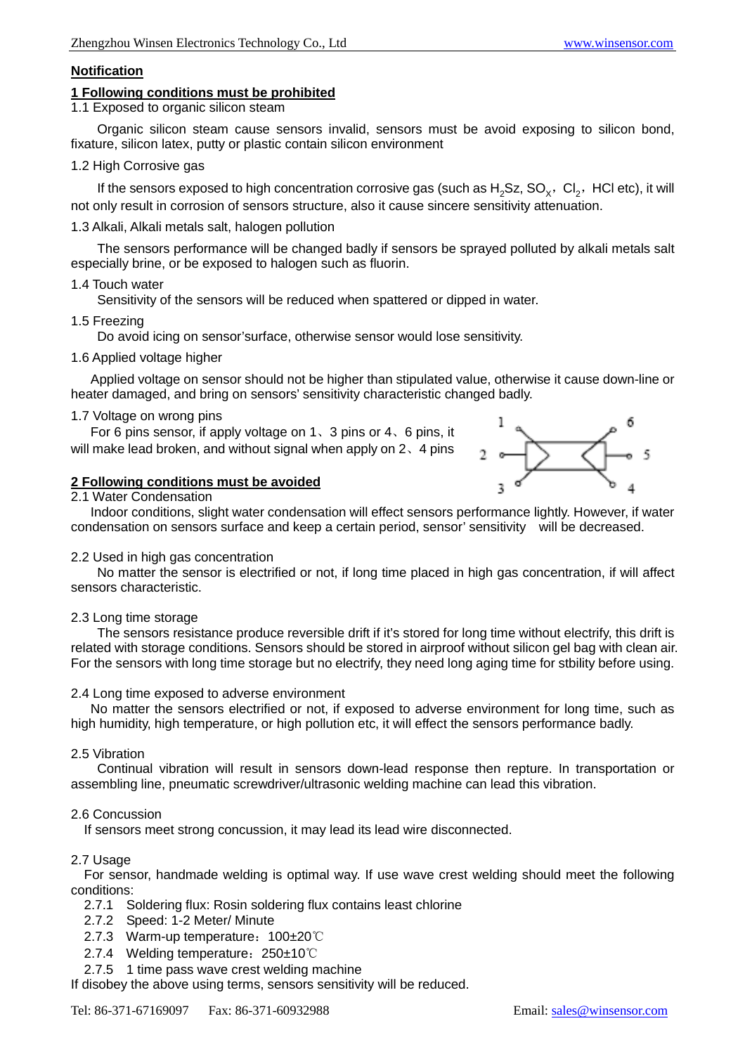## Notification

### 1 Following conditions must be prohibited

1.1 Exposed to organic silicon steam

Organic silicon steam cause sensors invalid, sensors must be avoid exposing to silicon bond, fixature, silicon latex, putty or plastic contain silicon environment

1.2 High Corrosive gas

If the sensors exposed to high concentration corrosive gas (such as $H_2Sz$, $SO_X$, $Cl_2$, HCl etc), it will not only result in corrosion of sensors structure, also it cause sincere sensitivity attenuation.

1.3 Alkali, Alkali metals salt, halogen pollution

The sensors performance will be changed badly if sensors be sprayed polluted by alkali metals salt especially brine, or be exposed to halogen such as fluorin.

1.4 Touch water

Sensitivity of the sensors will be reduced when spattered or dipped in water.

1.5 Freezing

Do avoid icing on sensor'surface, otherwise sensor would lose sensitivity.

1.6 Applied voltage higher

Applied voltage on sensor should not be higher than stipulated value, otherwise it cause down-line or heater damaged, and bring on sensors' sensitivity characteristic changed badly.

1.7 Voltage on wrong pins

For 6 pins sensor, if apply voltage on 1、3 pins or 4、6 pins, it will make lead broken, and without signal when apply on 2、4 pins

1 6
2 5
3 4

### 2 Following conditions must be avoided

2.1 Water Condensation

Indoor conditions, slight water condensation will effect sensors performance lightly. However, if water condensation on sensors surface and keep a certain period, sensor' sensitivity will be decreased.

2.2 Used in high gas concentration

No matter the sensor is electrified or not, if long time placed in high gas concentration, if will affect sensors characteristic.

2.3 Long time storage

The sensors resistance produce reversible drift if it's stored for long time without electrify, this drift is related with storage conditions. Sensors should be stored in airproof without silicon gel bag with clean air. For the sensors with long time storage but no electrify, they need long aging time for stbility before using.

2.4 Long time exposed to adverse environment

No matter the sensors electrified or not, if exposed to adverse environment for long time, such as high humidity, high temperature, or high pollution etc, it will effect the sensors performance badly.

2.5 Vibration

Continual vibration will result in sensors down-lead response then repture. In transportation or assembling line, pneumatic screwdriver/ultrasonic welding machine can lead this vibration.

2.6 Concussion

If sensors meet strong concussion, it may lead its lead wire disconnected.

2.7 Usage

For sensor, handmade welding is optimal way. If use wave crest welding should meet the following conditions:

2.7.1 Soldering flux: Rosin soldering flux contains least chlorine
2.7.2 Speed: 1-2 Meter/ Minute
2.7.3 Warm-up temperature：100±20℃
2.7.4 Welding temperature：250±10℃
2.7.5 1 time pass wave crest welding machine

If disobey the above using terms, sensors sensitivity will be reduced.